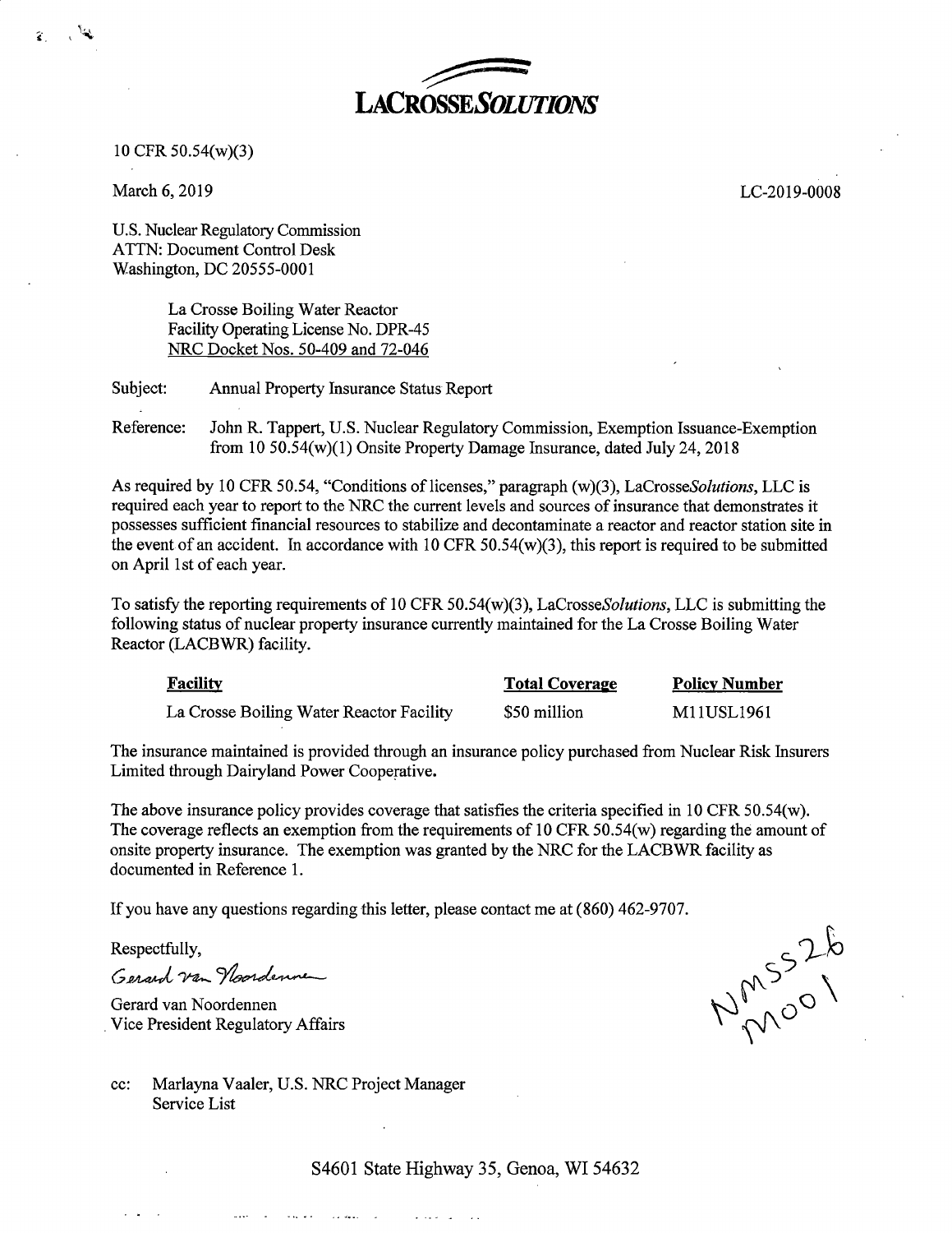**LACROSSE*SOLUTIONS***

10 CFR 50.54(w)(3)

March 6, 2019

LC-2019-0008

U.S. Nuclear Regulatory Commission
ATTN: Document Control Desk
Washington, DC 20555-0001

La Crosse Boiling Water Reactor
Facility Operating License No. DPR-45
NRC Docket Nos. 50-409 and 72-046

Subject: Annual Property Insurance Status Report

Reference: John R. Tappert, U.S. Nuclear Regulatory Commission, Exemption Issuance-Exemption from 10 50.54(w)(1) Onsite Property Damage Insurance, dated July 24, 2018

As required by 10 CFR 50.54, "Conditions of licenses," paragraph (w)(3), LaCrosse*Solutions*, LLC is required each year to report to the NRC the current levels and sources of insurance that demonstrates it possesses sufficient financial resources to stabilize and decontaminate a reactor and reactor station site in the event of an accident. In accordance with 10 CFR 50.54(w)(3), this report is required to be submitted on April 1st of each year.

To satisfy the reporting requirements of 10 CFR 50.54(w)(3), LaCrosse*Solutions*, LLC is submitting the following status of nuclear property insurance currently maintained for the La Crosse Boiling Water Reactor (LACBWR) facility.

| Facility | Total Coverage | Policy Number |
| --- | --- | --- |
| La Crosse Boiling Water Reactor Facility | $50 million | M11USL1961 |

The insurance maintained is provided through an insurance policy purchased from Nuclear Risk Insurers Limited through Dairyland Power Cooperative.

The above insurance policy provides coverage that satisfies the criteria specified in 10 CFR 50.54(w). The coverage reflects an exemption from the requirements of 10 CFR 50.54(w) regarding the amount of onsite property insurance. The exemption was granted by the NRC for the LACBWR facility as documented in Reference 1.

If you have any questions regarding this letter, please contact me at (860) 462-9707.

Respectfully,

Gerard van Noordennen

Gerard van Noordennen
Vice President Regulatory Affairs

NMSS26
M001

cc: Marlayna Vaaler, U.S. NRC Project Manager
Service List

S4601 State Highway 35, Genoa, WI 54632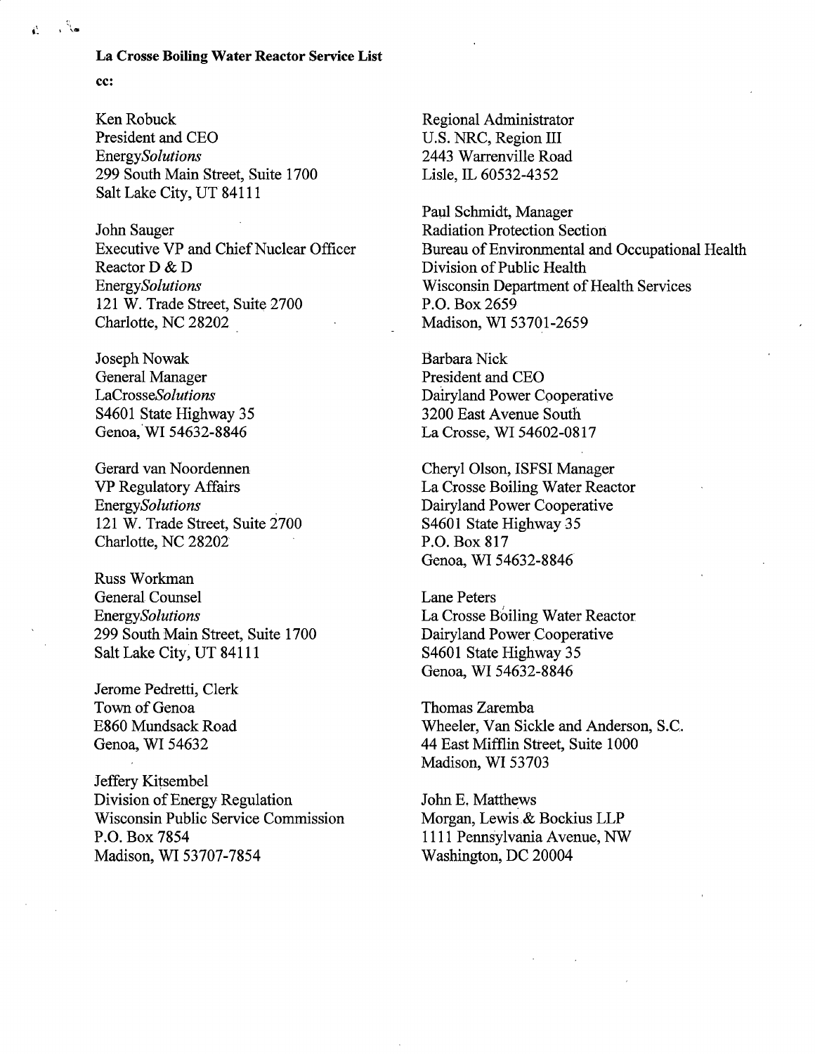**La Crosse Boiling Water Reactor Service List**

**cc:**

Ken Robuck
President and CEO
Energy*Solutions*
299 South Main Street, Suite 1700
Salt Lake City, UT 84111

John Sauger
Executive VP and Chief Nuclear Officer
Reactor D & D
Energy*Solutions*
121 W. Trade Street, Suite 2700
Charlotte, NC 28202

Joseph Nowak
General Manager
LaCrosse*Solutions*
S4601 State Highway 35
Genoa, WI 54632-8846

Gerard van Noordennen
VP Regulatory Affairs
Energy*Solutions*
121 W. Trade Street, Suite 2700
Charlotte, NC 28202

Russ Workman
General Counsel
Energy*Solutions*
299 South Main Street, Suite 1700
Salt Lake City, UT 84111

Jerome Pedretti, Clerk
Town of Genoa
E860 Mundsack Road
Genoa, WI 54632

Jeffery Kitsembel
Division of Energy Regulation
Wisconsin Public Service Commission
P.O. Box 7854
Madison, WI 53707-7854

Regional Administrator
U.S. NRC, Region III
2443 Warrenville Road
Lisle, IL 60532-4352

Paul Schmidt, Manager
Radiation Protection Section
Bureau of Environmental and Occupational Health
Division of Public Health
Wisconsin Department of Health Services
P.O. Box 2659
Madison, WI 53701-2659

Barbara Nick
President and CEO
Dairyland Power Cooperative
3200 East Avenue South
La Crosse, WI 54602-0817

Cheryl Olson, ISFSI Manager
La Crosse Boiling Water Reactor
Dairyland Power Cooperative
S4601 State Highway 35
P.O. Box 817
Genoa, WI 54632-8846

Lane Peters
La Crosse Boiling Water Reactor
Dairyland Power Cooperative
S4601 State Highway 35
Genoa, WI 54632-8846

Thomas Zaremba
Wheeler, Van Sickle and Anderson, S.C.
44 East Mifflin Street, Suite 1000
Madison, WI 53703

John E. Matthews
Morgan, Lewis & Bockius LLP
1111 Pennsylvania Avenue, NW
Washington, DC 20004